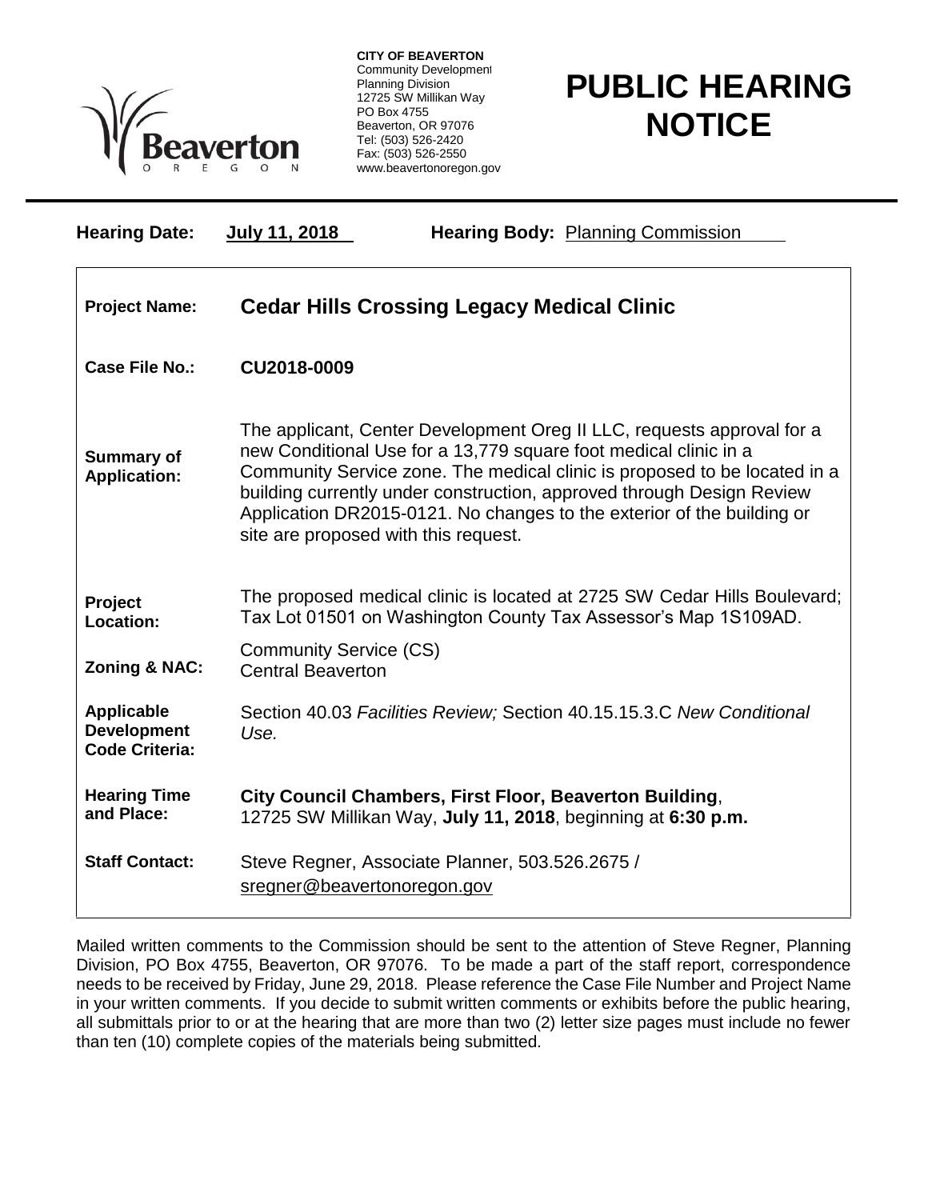**CITY OF BEAVERTON**
Community Development
Planning Division
12725 SW Millikan Way
PO Box 4755
Beaverton, OR 97076
Tel: (503) 526-2420
Fax: (503) 526-2550
www.beavertonoregon.gov

# PUBLIC HEARING NOTICE

**Hearing Date:** **July 11, 2018** **Hearing Body:** Planning Commission

| | |
|---|---|
| **Project Name:** | **Cedar Hills Crossing Legacy Medical Clinic** |
| **Case File No.:** | **CU2018-0009** |
| **Summary of Application:** | The applicant, Center Development Oreg II LLC, requests approval for a new Conditional Use for a 13,779 square foot medical clinic in a Community Service zone. The medical clinic is proposed to be located in a building currently under construction, approved through Design Review Application DR2015-0121. No changes to the exterior of the building or site are proposed with this request. |
| **Project Location:** | The proposed medical clinic is located at 2725 SW Cedar Hills Boulevard; Tax Lot 01501 on Washington County Tax Assessor's Map 1S109AD. |
| **Zoning & NAC:** | Community Service (CS)<br>Central Beaverton |
| **Applicable Development Code Criteria:** | Section 40.03 *Facilities Review;* Section 40.15.15.3.C *New Conditional Use.* |
| **Hearing Time and Place:** | **City Council Chambers, First Floor, Beaverton Building**, 12725 SW Millikan Way, **July 11, 2018**, beginning at **6:30 p.m.** |
| **Staff Contact:** | Steve Regner, Associate Planner, 503.526.2675 / sregner@beavertonoregon.gov |

Mailed written comments to the Commission should be sent to the attention of Steve Regner, Planning Division, PO Box 4755, Beaverton, OR 97076. To be made a part of the staff report, correspondence needs to be received by Friday, June 29, 2018. Please reference the Case File Number and Project Name in your written comments. If you decide to submit written comments or exhibits before the public hearing, all submittals prior to or at the hearing that are more than two (2) letter size pages must include no fewer than ten (10) complete copies of the materials being submitted.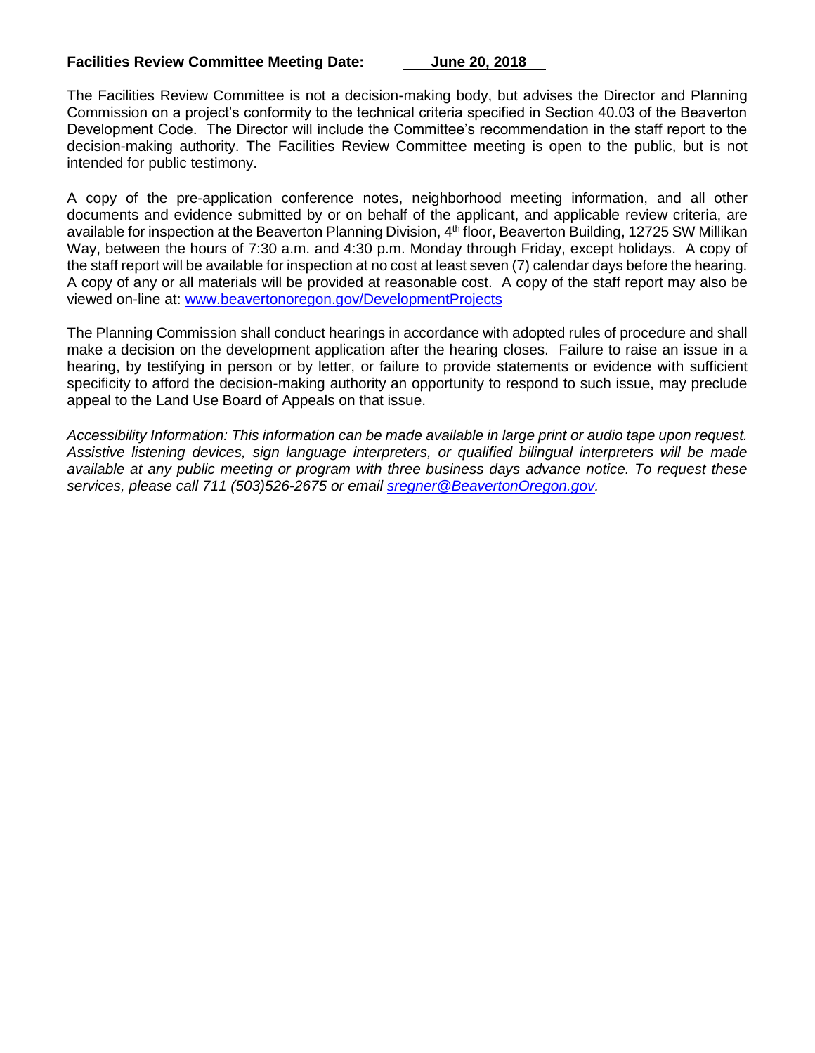**Facilities Review Committee Meeting Date:** **June 20, 2018**

The Facilities Review Committee is not a decision-making body, but advises the Director and Planning Commission on a project's conformity to the technical criteria specified in Section 40.03 of the Beaverton Development Code. The Director will include the Committee's recommendation in the staff report to the decision-making authority. The Facilities Review Committee meeting is open to the public, but is not intended for public testimony.

A copy of the pre-application conference notes, neighborhood meeting information, and all other documents and evidence submitted by or on behalf of the applicant, and applicable review criteria, are available for inspection at the Beaverton Planning Division, 4th floor, Beaverton Building, 12725 SW Millikan Way, between the hours of 7:30 a.m. and 4:30 p.m. Monday through Friday, except holidays. A copy of the staff report will be available for inspection at no cost at least seven (7) calendar days before the hearing. A copy of any or all materials will be provided at reasonable cost. A copy of the staff report may also be viewed on-line at: www.beavertonoregon.gov/DevelopmentProjects

The Planning Commission shall conduct hearings in accordance with adopted rules of procedure and shall make a decision on the development application after the hearing closes. Failure to raise an issue in a hearing, by testifying in person or by letter, or failure to provide statements or evidence with sufficient specificity to afford the decision-making authority an opportunity to respond to such issue, may preclude appeal to the Land Use Board of Appeals on that issue.

*Accessibility Information: This information can be made available in large print or audio tape upon request. Assistive listening devices, sign language interpreters, or qualified bilingual interpreters will be made available at any public meeting or program with three business days advance notice. To request these services, please call 711 (503)526-2675 or email sregner@BeavertonOregon.gov.*